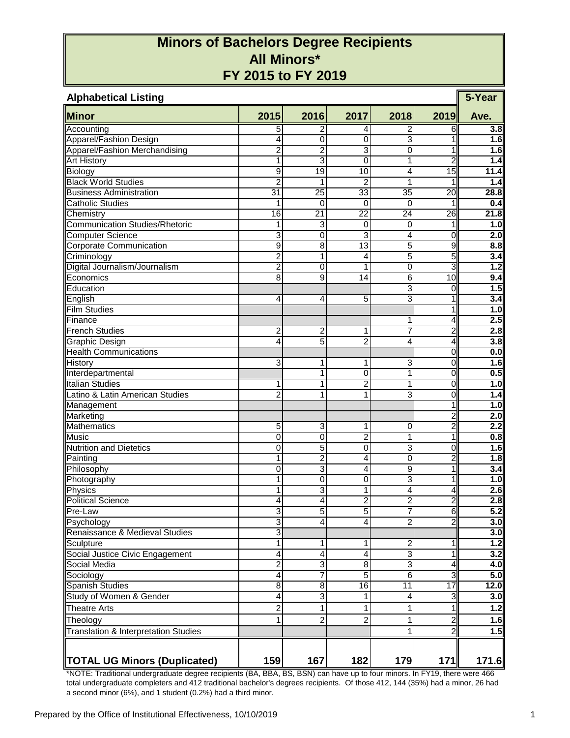# Minors of Bachelors Degree Recipients
# All Minors*
# FY 2015 to FY 2019

## Alphabetical Listing

| Minor | 2015 | 2016 | 2017 | 2018 | 2019 | 5-Year Ave. |
|---|---|---|---|---|---|---|
| Accounting | 5 | 2 | 4 | 2 | 6 | **3.8** |
| Apparel/Fashion Design | 4 | 0 | 0 | 3 | 1 | **1.6** |
| Apparel/Fashion Merchandising | 2 | 2 | 3 | 0 | 1 | **1.6** |
| Art History | 1 | 3 | 0 | 1 | 2 | **1.4** |
| Biology | 9 | 19 | 10 | 4 | 15 | **11.4** |
| Black World Studies | 2 | 1 | 2 | 1 | 1 | **1.4** |
| Business Administration | 31 | 25 | 33 | 35 | 20 | **28.8** |
| Catholic Studies | 1 | 0 | 0 | 0 | 1 | **0.4** |
| Chemistry | 16 | 21 | 22 | 24 | 26 | **21.8** |
| Communication Studies/Rhetoric | 1 | 3 | 0 | 0 | 1 | **1.0** |
| Computer Science | 3 | 0 | 3 | 4 | 0 | **2.0** |
| Corporate Communication | 9 | 8 | 13 | 5 | 9 | **8.8** |
| Criminology | 2 | 1 | 4 | 5 | 5 | **3.4** |
| Digital Journalism/Journalism | 2 | 0 | 1 | 0 | 3 | **1.2** |
| Economics | 8 | 9 | 14 | 6 | 10 | **9.4** |
| Education | | | | 3 | 0 | **1.5** |
| English | 4 | 4 | 5 | 3 | 1 | **3.4** |
| Film Studies | | | | | 1 | **1.0** |
| Finance | | | | 1 | 4 | **2.5** |
| French Studies | 2 | 2 | 1 | 7 | 2 | **2.8** |
| Graphic Design | 4 | 5 | 2 | 4 | 4 | **3.8** |
| Health Communications | | | | | 0 | **0.0** |
| History | 3 | 1 | 1 | 3 | 0 | **1.6** |
| Interdepartmental | | 1 | 0 | 1 | 0 | **0.5** |
| Italian Studies | 1 | 1 | 2 | 1 | 0 | **1.0** |
| Latino & Latin American Studies | 2 | 1 | 1 | 3 | 0 | **1.4** |
| Management | | | | | 1 | **1.0** |
| Marketing | | | | | 2 | **2.0** |
| Mathematics | 5 | 3 | 1 | 0 | 2 | **2.2** |
| Music | 0 | 0 | 2 | 1 | 1 | **0.8** |
| Nutrition and Dietetics | 0 | 5 | 0 | 3 | 0 | **1.6** |
| Painting | 1 | 2 | 4 | 0 | 2 | **1.8** |
| Philosophy | 0 | 3 | 4 | 9 | 1 | **3.4** |
| Photography | 1 | 0 | 0 | 3 | 1 | **1.0** |
| Physics | 1 | 3 | 1 | 4 | 4 | **2.6** |
| Political Science | 4 | 4 | 2 | 2 | 2 | **2.8** |
| Pre-Law | 3 | 5 | 5 | 7 | 6 | **5.2** |
| Psychology | 3 | 4 | 4 | 2 | 2 | **3.0** |
| Renaissance & Medieval Studies | 3 | | | | | **3.0** |
| Sculpture | 1 | 1 | 1 | 2 | 1 | **1.2** |
| Social Justice Civic Engagement | 4 | 4 | 4 | 3 | 1 | **3.2** |
| Social Media | 2 | 3 | 8 | 3 | 4 | **4.0** |
| Sociology | 4 | 7 | 5 | 6 | 3 | **5.0** |
| Spanish Studies | 8 | 8 | 16 | 11 | 17 | **12.0** |
| Study of Women & Gender | 4 | 3 | 1 | 4 | 3 | **3.0** |
| Theatre Arts | 2 | 1 | 1 | 1 | 1 | **1.2** |
| Theology | 1 | 2 | 2 | 1 | 2 | **1.6** |
| Translation & Interpretation Studies | | | | 1 | 2 | **1.5** |
| **TOTAL UG Minors (Duplicated)** | **159** | **167** | **182** | **179** | **171** | **171.6** |

*NOTE: Traditional undergraduate degree recipients (BA, BBA, BS, BSN) can have up to four minors. In FY19, there were 466 total undergraduate completers and 412 traditional bachelor's degrees recipients. Of those 412, 144 (35%) had a minor, 26 had a second minor (6%), and 1 student (0.2%) had a third minor.

Prepared by the Office of Institutional Effectiveness, 10/10/2019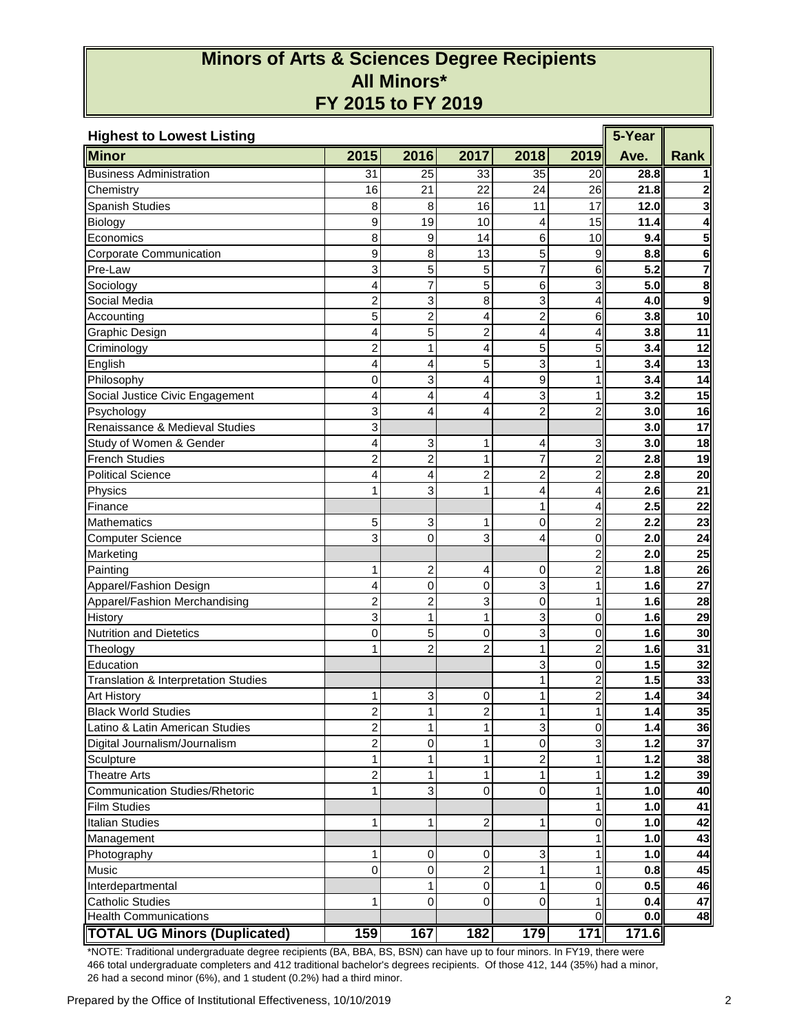# Minors of Arts & Sciences Degree Recipients
# All Minors*
# FY 2015 to FY 2019

**Highest to Lowest Listing**

| Minor | 2015 | 2016 | 2017 | 2018 | 2019 | 5-Year Ave. | Rank |
|---|---|---|---|---|---|---|---|
| Business Administration | 31 | 25 | 33 | 35 | 20 | 28.8 | 1 |
| Chemistry | 16 | 21 | 22 | 24 | 26 | 21.8 | 2 |
| Spanish Studies | 8 | 8 | 16 | 11 | 17 | 12.0 | 3 |
| Biology | 9 | 19 | 10 | 4 | 15 | 11.4 | 4 |
| Economics | 8 | 9 | 14 | 6 | 10 | 9.4 | 5 |
| Corporate Communication | 9 | 8 | 13 | 5 | 9 | 8.8 | 6 |
| Pre-Law | 3 | 5 | 5 | 7 | 6 | 5.2 | 7 |
| Sociology | 4 | 7 | 5 | 6 | 3 | 5.0 | 8 |
| Social Media | 2 | 3 | 8 | 3 | 4 | 4.0 | 9 |
| Accounting | 5 | 2 | 4 | 2 | 6 | 3.8 | 10 |
| Graphic Design | 4 | 5 | 2 | 4 | 4 | 3.8 | 11 |
| Criminology | 2 | 1 | 4 | 5 | 5 | 3.4 | 12 |
| English | 4 | 4 | 5 | 3 | 1 | 3.4 | 13 |
| Philosophy | 0 | 3 | 4 | 9 | 1 | 3.4 | 14 |
| Social Justice Civic Engagement | 4 | 4 | 4 | 3 | 1 | 3.2 | 15 |
| Psychology | 3 | 4 | 4 | 2 | 2 | 3.0 | 16 |
| Renaissance & Medieval Studies | 3 | | | | | 3.0 | 17 |
| Study of Women & Gender | 4 | 3 | 1 | 4 | 3 | 3.0 | 18 |
| French Studies | 2 | 2 | 1 | 7 | 2 | 2.8 | 19 |
| Political Science | 4 | 4 | 2 | 2 | 2 | 2.8 | 20 |
| Physics | 1 | 3 | 1 | 4 | 4 | 2.6 | 21 |
| Finance | | | | 1 | 4 | 2.5 | 22 |
| Mathematics | 5 | 3 | 1 | 0 | 2 | 2.2 | 23 |
| Computer Science | 3 | 0 | 3 | 4 | 0 | 2.0 | 24 |
| Marketing | | | | | 2 | 2.0 | 25 |
| Painting | 1 | 2 | 4 | 0 | 2 | 1.8 | 26 |
| Apparel/Fashion Design | 4 | 0 | 0 | 3 | 1 | 1.6 | 27 |
| Apparel/Fashion Merchandising | 2 | 2 | 3 | 0 | 1 | 1.6 | 28 |
| History | 3 | 1 | 1 | 3 | 0 | 1.6 | 29 |
| Nutrition and Dietetics | 0 | 5 | 0 | 3 | 0 | 1.6 | 30 |
| Theology | 1 | 2 | 2 | 1 | 2 | 1.6 | 31 |
| Education | | | | 3 | 0 | 1.5 | 32 |
| Translation & Interpretation Studies | | | | 1 | 2 | 1.5 | 33 |
| Art History | 1 | 3 | 0 | 1 | 2 | 1.4 | 34 |
| Black World Studies | 2 | 1 | 2 | 1 | 1 | 1.4 | 35 |
| Latino & Latin American Studies | 2 | 1 | 1 | 3 | 0 | 1.4 | 36 |
| Digital Journalism/Journalism | 2 | 0 | 1 | 0 | 3 | 1.2 | 37 |
| Sculpture | 1 | 1 | 1 | 2 | 1 | 1.2 | 38 |
| Theatre Arts | 2 | 1 | 1 | 1 | 1 | 1.2 | 39 |
| Communication Studies/Rhetoric | 1 | 3 | 0 | 0 | 1 | 1.0 | 40 |
| Film Studies | | | | | 1 | 1.0 | 41 |
| Italian Studies | 1 | 1 | 2 | 1 | 0 | 1.0 | 42 |
| Management | | | | | 1 | 1.0 | 43 |
| Photography | 1 | 0 | 0 | 3 | 1 | 1.0 | 44 |
| Music | 0 | 0 | 2 | 1 | 1 | 0.8 | 45 |
| Interdepartmental | | 1 | 0 | 1 | 0 | 0.5 | 46 |
| Catholic Studies | 1 | 0 | 0 | 0 | 1 | 0.4 | 47 |
| Health Communications | | | | | 0 | 0.0 | 48 |
| **TOTAL UG Minors (Duplicated)** | **159** | **167** | **182** | **179** | **171** | **171.6** | |

*NOTE: Traditional undergraduate degree recipients (BA, BBA, BS, BSN) can have up to four minors. In FY19, there were 466 total undergraduate completers and 412 traditional bachelor's degrees recipients. Of those 412, 144 (35%) had a minor, 26 had a second minor (6%), and 1 student (0.2%) had a third minor.

Prepared by the Office of Institutional Effectiveness, 10/10/2019